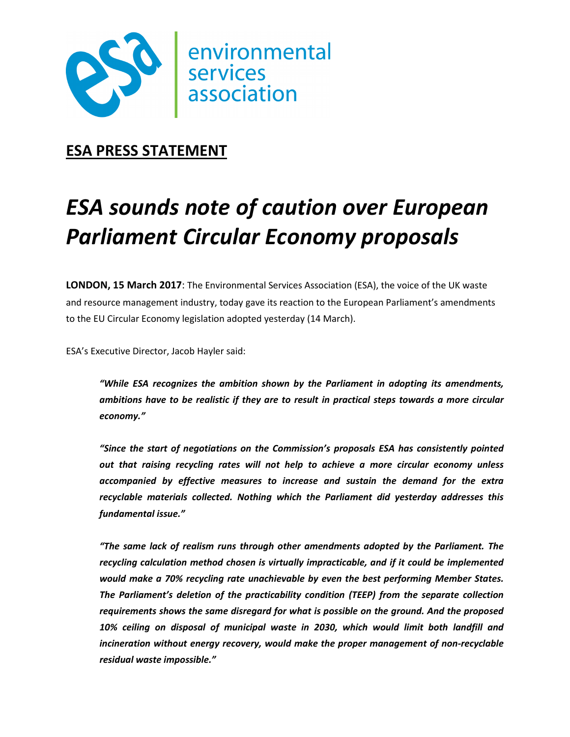environmental services association

**ESA PRESS STATEMENT**

# *ESA sounds note of caution over European Parliament Circular Economy proposals*

**LONDON, 15 March 2017**: The Environmental Services Association (ESA), the voice of the UK waste and resource management industry, today gave its reaction to the European Parliament's amendments to the EU Circular Economy legislation adopted yesterday (14 March).

ESA's Executive Director, Jacob Hayler said:

> ***"While ESA recognizes the ambition shown by the Parliament in adopting its amendments, ambitions have to be realistic if they are to result in practical steps towards a more circular economy."***
>
> ***"Since the start of negotiations on the Commission's proposals ESA has consistently pointed out that raising recycling rates will not help to achieve a more circular economy unless accompanied by effective measures to increase and sustain the demand for the extra recyclable materials collected. Nothing which the Parliament did yesterday addresses this fundamental issue."***
>
> ***"The same lack of realism runs through other amendments adopted by the Parliament. The recycling calculation method chosen is virtually impracticable, and if it could be implemented would make a 70% recycling rate unachievable by even the best performing Member States. The Parliament's deletion of the practicability condition (TEEP) from the separate collection requirements shows the same disregard for what is possible on the ground. And the proposed 10% ceiling on disposal of municipal waste in 2030, which would limit both landfill and incineration without energy recovery, would make the proper management of non-recyclable residual waste impossible."***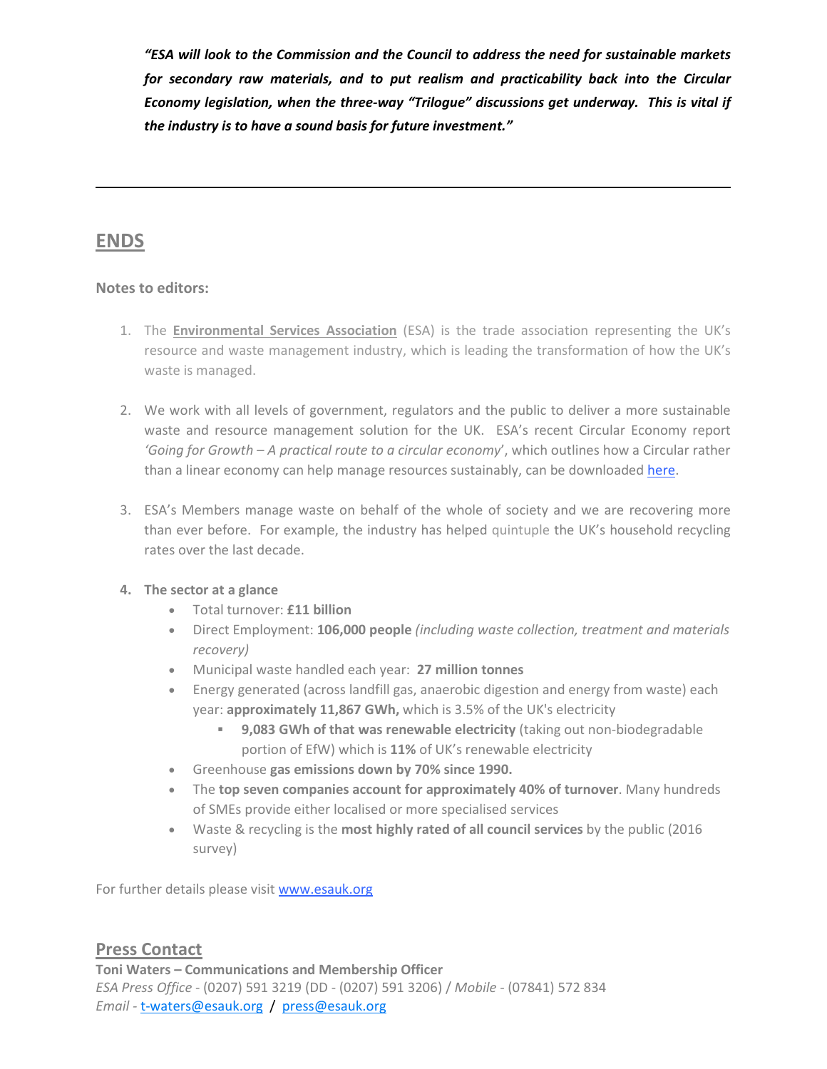***"ESA will look to the Commission and the Council to address the need for sustainable markets for secondary raw materials, and to put realism and practicability back into the Circular Economy legislation, when the three-way "Trilogue" discussions get underway. This is vital if the industry is to have a sound basis for future investment."***

---

## ENDS

**Notes to editors:**

1. The **Environmental Services Association** (ESA) is the trade association representing the UK's resource and waste management industry, which is leading the transformation of how the UK's waste is managed.

2. We work with all levels of government, regulators and the public to deliver a more sustainable waste and resource management solution for the UK. ESA's recent Circular Economy report *'Going for Growth – A practical route to a circular economy*', which outlines how a Circular rather than a linear economy can help manage resources sustainably, can be downloaded here.

3. ESA's Members manage waste on behalf of the whole of society and we are recovering more than ever before. For example, the industry has helped quintuple the UK's household recycling rates over the last decade.

4. **The sector at a glance**
   - Total turnover: **£11 billion**
   - Direct Employment: **106,000 people** *(including waste collection, treatment and materials recovery)*
   - Municipal waste handled each year: **27 million tonnes**
   - Energy generated (across landfill gas, anaerobic digestion and energy from waste) each year: **approximately 11,867 GWh,** which is 3.5% of the UK's electricity
     - **9,083 GWh of that was renewable electricity** (taking out non-biodegradable portion of EfW) which is **11%** of UK's renewable electricity
   - Greenhouse **gas emissions down by 70% since 1990.**
   - The **top seven companies account for approximately 40% of turnover**. Many hundreds of SMEs provide either localised or more specialised services
   - Waste & recycling is the **most highly rated of all council services** by the public (2016 survey)

For further details please visit www.esauk.org

## Press Contact

**Toni Waters – Communications and Membership Officer**
*ESA Press Office* - (0207) 591 3219 (DD - (0207) 591 3206) / *Mobile* - (07841) 572 834
*Email* - t-waters@esauk.org / press@esauk.org